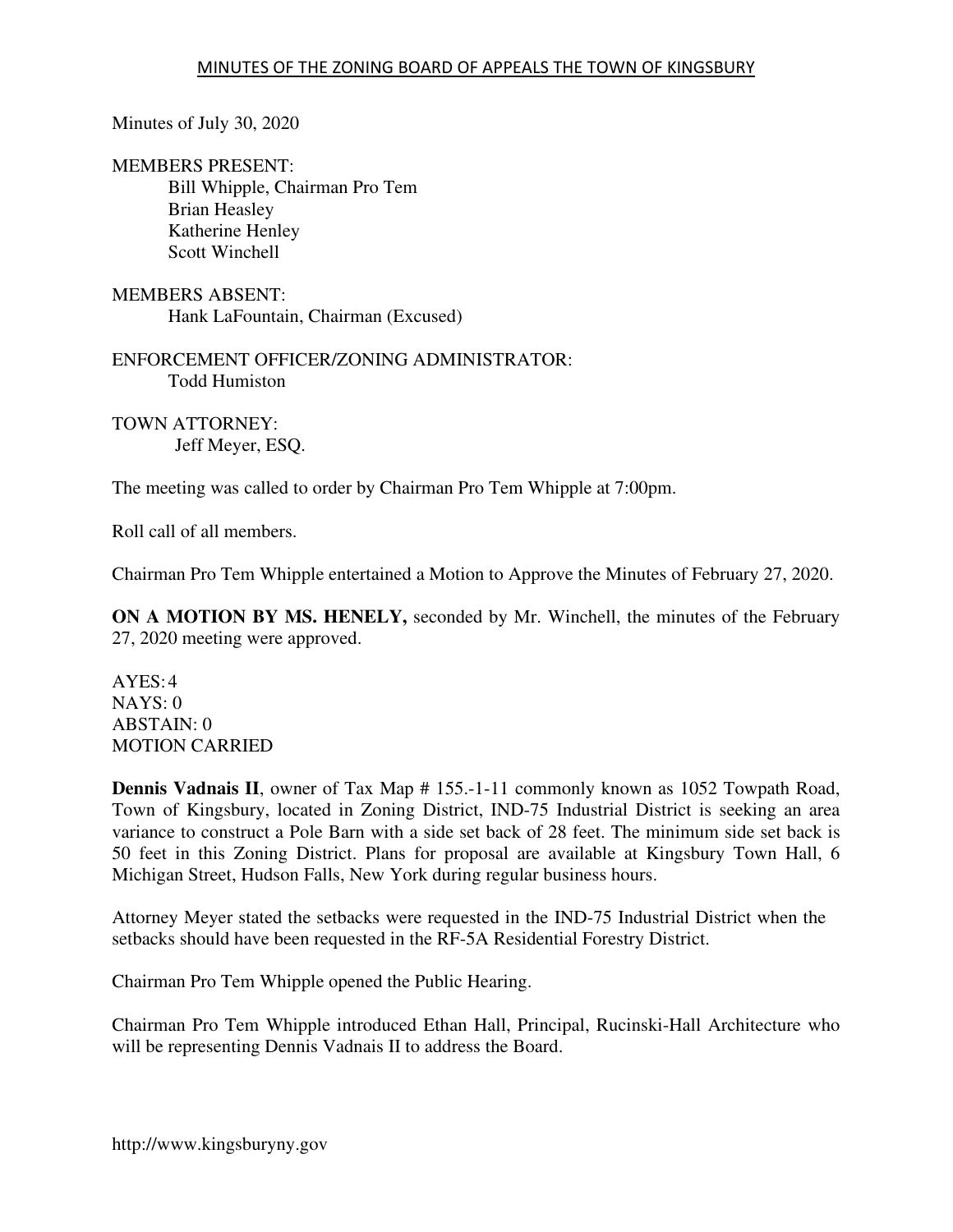# MINUTES OF THE ZONING BOARD OF APPEALS THE TOWN OF KINGSBURY

Minutes of July 30, 2020

MEMBERS PRESENT:
Bill Whipple, Chairman Pro Tem
Brian Heasley
Katherine Henley
Scott Winchell

MEMBERS ABSENT:
Hank LaFountain, Chairman (Excused)

ENFORCEMENT OFFICER/ZONING ADMINISTRATOR:
Todd Humiston

TOWN ATTORNEY:
Jeff Meyer, ESQ.

The meeting was called to order by Chairman Pro Tem Whipple at 7:00pm.

Roll call of all members.

Chairman Pro Tem Whipple entertained a Motion to Approve the Minutes of February 27, 2020.

**ON A MOTION BY MS. HENELY,** seconded by Mr. Winchell, the minutes of the February 27, 2020 meeting were approved.

AYES: 4
NAYS: 0
ABSTAIN: 0
MOTION CARRIED

**Dennis Vadnais II**, owner of Tax Map # 155.-1-11 commonly known as 1052 Towpath Road, Town of Kingsbury, located in Zoning District, IND-75 Industrial District is seeking an area variance to construct a Pole Barn with a side set back of 28 feet. The minimum side set back is 50 feet in this Zoning District. Plans for proposal are available at Kingsbury Town Hall, 6 Michigan Street, Hudson Falls, New York during regular business hours.

Attorney Meyer stated the setbacks were requested in the IND-75 Industrial District when the setbacks should have been requested in the RF-5A Residential Forestry District.

Chairman Pro Tem Whipple opened the Public Hearing.

Chairman Pro Tem Whipple introduced Ethan Hall, Principal, Rucinski-Hall Architecture who will be representing Dennis Vadnais II to address the Board.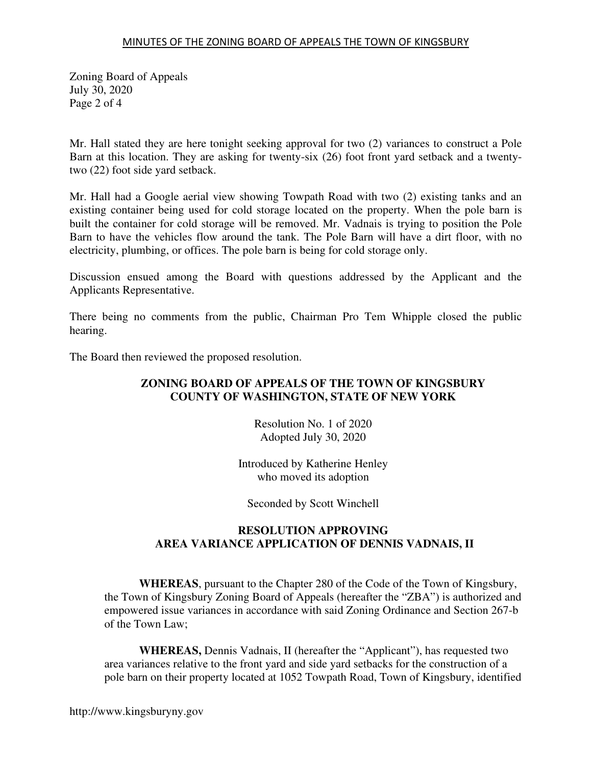Mr. Hall stated they are here tonight seeking approval for two (2) variances to construct a Pole Barn at this location. They are asking for twenty-six (26) foot front yard setback and a twenty-two (22) foot side yard setback.

Mr. Hall had a Google aerial view showing Towpath Road with two (2) existing tanks and an existing container being used for cold storage located on the property. When the pole barn is built the container for cold storage will be removed. Mr. Vadnais is trying to position the Pole Barn to have the vehicles flow around the tank. The Pole Barn will have a dirt floor, with no electricity, plumbing, or offices. The pole barn is being for cold storage only.

Discussion ensued among the Board with questions addressed by the Applicant and the Applicants Representative.

There being no comments from the public, Chairman Pro Tem Whipple closed the public hearing.

The Board then reviewed the proposed resolution.

**ZONING BOARD OF APPEALS OF THE TOWN OF KINGSBURY**
**COUNTY OF WASHINGTON, STATE OF NEW YORK**

Resolution No. 1 of 2020
Adopted July 30, 2020

Introduced by Katherine Henley
who moved its adoption

Seconded by Scott Winchell

**RESOLUTION APPROVING**
**AREA VARIANCE APPLICATION OF DENNIS VADNAIS, II**

**WHEREAS**, pursuant to the Chapter 280 of the Code of the Town of Kingsbury, the Town of Kingsbury Zoning Board of Appeals (hereafter the "ZBA") is authorized and empowered issue variances in accordance with said Zoning Ordinance and Section 267-b of the Town Law;

**WHEREAS,** Dennis Vadnais, II (hereafter the "Applicant"), has requested two area variances relative to the front yard and side yard setbacks for the construction of a pole barn on their property located at 1052 Towpath Road, Town of Kingsbury, identified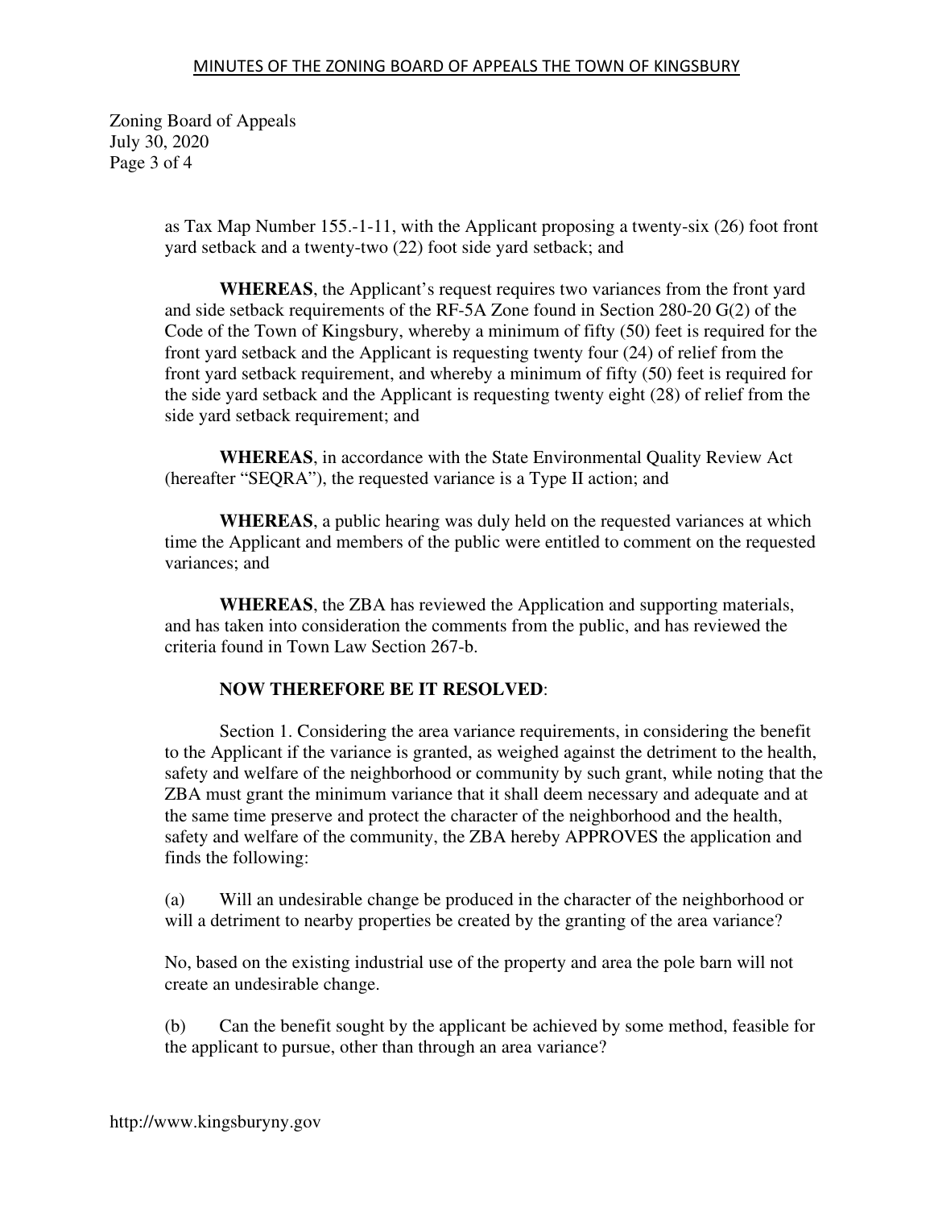as Tax Map Number 155.-1-11, with the Applicant proposing a twenty-six (26) foot front yard setback and a twenty-two (22) foot side yard setback; and

**WHEREAS**, the Applicant's request requires two variances from the front yard and side setback requirements of the RF-5A Zone found in Section 280-20 G(2) of the Code of the Town of Kingsbury, whereby a minimum of fifty (50) feet is required for the front yard setback and the Applicant is requesting twenty four (24) of relief from the front yard setback requirement, and whereby a minimum of fifty (50) feet is required for the side yard setback and the Applicant is requesting twenty eight (28) of relief from the side yard setback requirement; and

**WHEREAS**, in accordance with the State Environmental Quality Review Act (hereafter "SEQRA"), the requested variance is a Type II action; and

**WHEREAS**, a public hearing was duly held on the requested variances at which time the Applicant and members of the public were entitled to comment on the requested variances; and

**WHEREAS**, the ZBA has reviewed the Application and supporting materials, and has taken into consideration the comments from the public, and has reviewed the criteria found in Town Law Section 267-b.

**NOW THEREFORE BE IT RESOLVED**:

Section 1. Considering the area variance requirements, in considering the benefit to the Applicant if the variance is granted, as weighed against the detriment to the health, safety and welfare of the neighborhood or community by such grant, while noting that the ZBA must grant the minimum variance that it shall deem necessary and adequate and at the same time preserve and protect the character of the neighborhood and the health, safety and welfare of the community, the ZBA hereby APPROVES the application and finds the following:

(a) Will an undesirable change be produced in the character of the neighborhood or will a detriment to nearby properties be created by the granting of the area variance?

No, based on the existing industrial use of the property and area the pole barn will not create an undesirable change.

(b) Can the benefit sought by the applicant be achieved by some method, feasible for the applicant to pursue, other than through an area variance?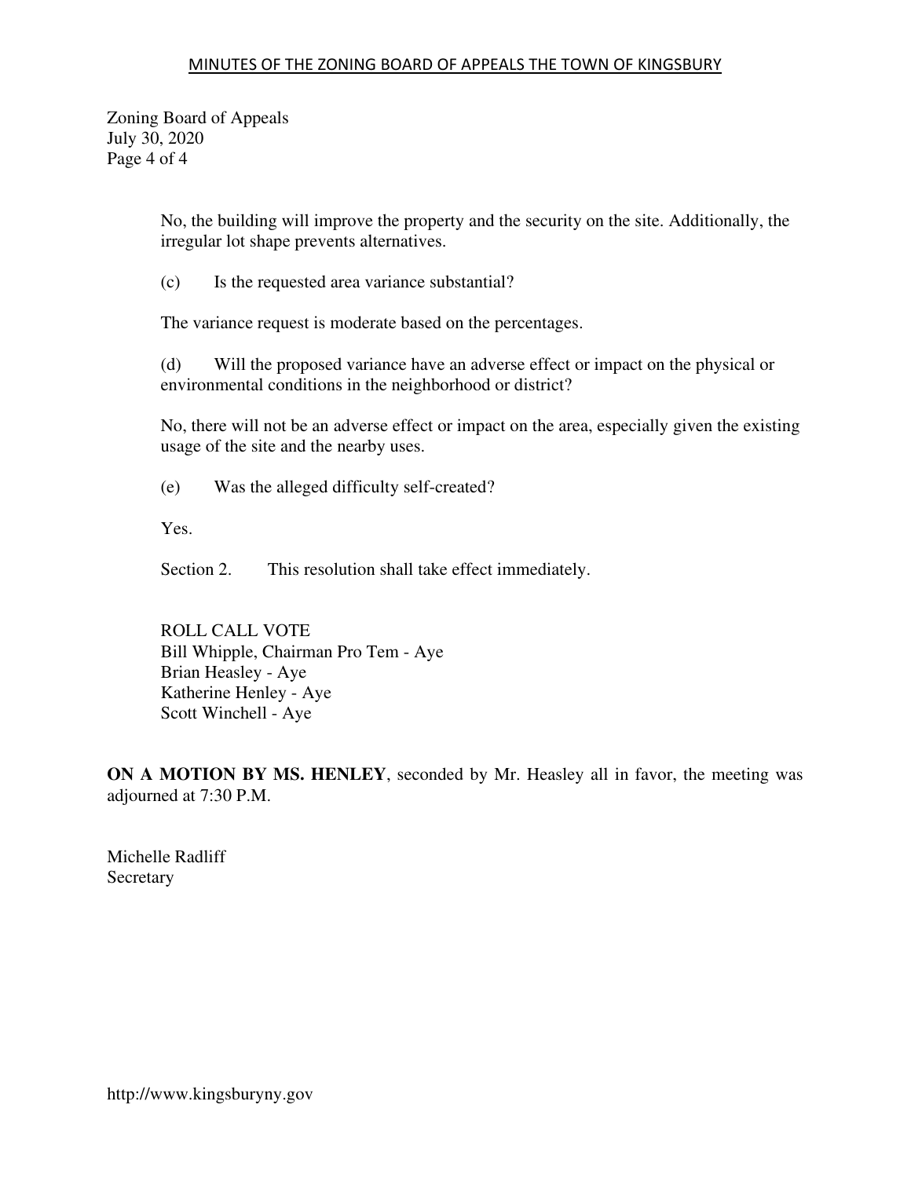No, the building will improve the property and the security on the site. Additionally, the irregular lot shape prevents alternatives.

(c) Is the requested area variance substantial?

The variance request is moderate based on the percentages.

(d) Will the proposed variance have an adverse effect or impact on the physical or environmental conditions in the neighborhood or district?

No, there will not be an adverse effect or impact on the area, especially given the existing usage of the site and the nearby uses.

(e) Was the alleged difficulty self-created?

Yes.

Section 2. This resolution shall take effect immediately.

ROLL CALL VOTE
Bill Whipple, Chairman Pro Tem - Aye
Brian Heasley - Aye
Katherine Henley - Aye
Scott Winchell - Aye

**ON A MOTION BY MS. HENLEY**, seconded by Mr. Heasley all in favor, the meeting was adjourned at 7:30 P.M.

Michelle Radliff
Secretary